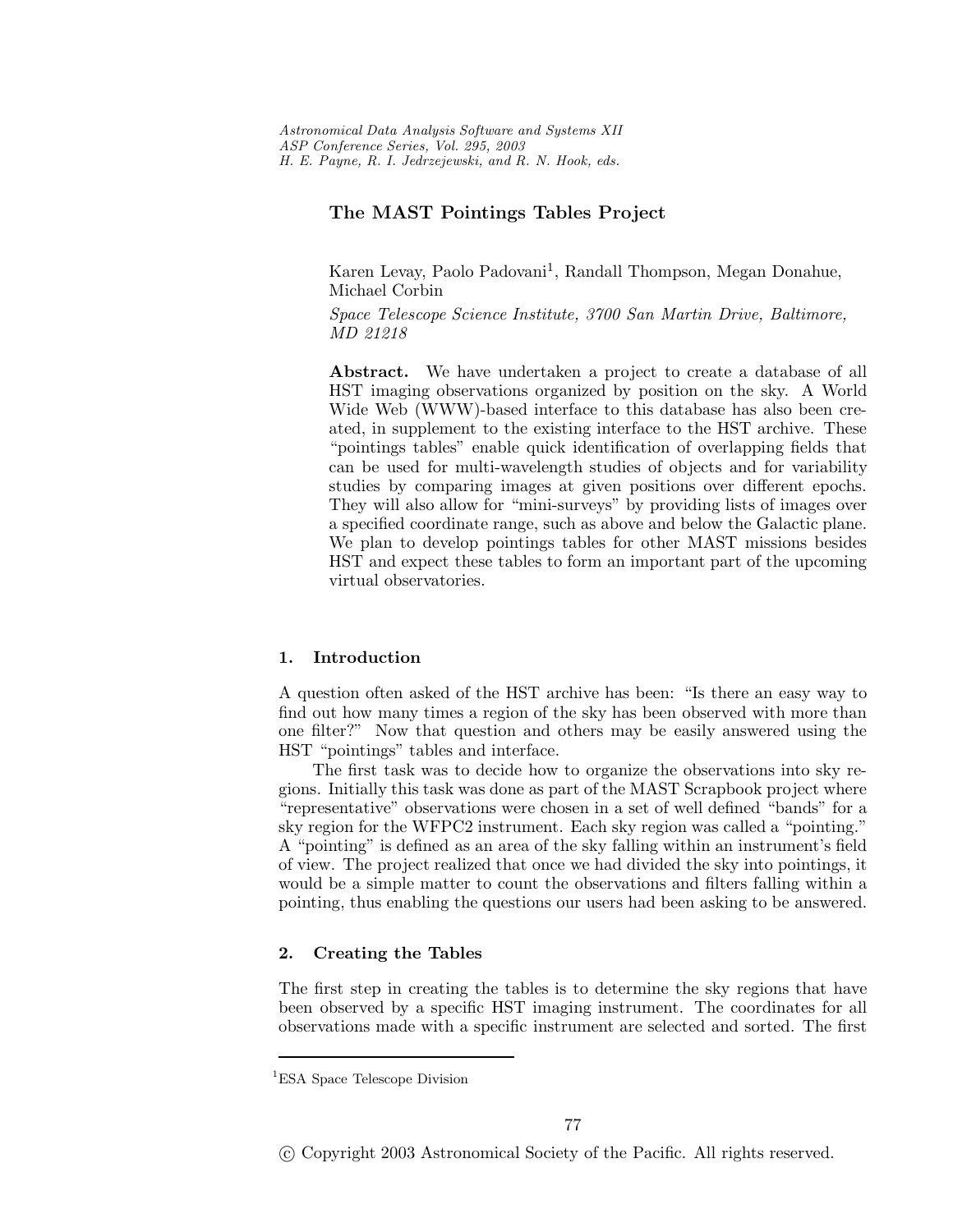*Astronomical Data Analysis Software and Systems XII*
*ASP Conference Series, Vol. 295, 2003*
*H. E. Payne, R. I. Jedrzejewski, and R. N. Hook, eds.*

# The MAST Pointings Tables Project

Karen Levay, Paolo Padovani[1], Randall Thompson, Megan Donahue, Michael Corbin

*Space Telescope Science Institute, 3700 San Martin Drive, Baltimore, MD 21218*

**Abstract.** We have undertaken a project to create a database of all HST imaging observations organized by position on the sky. A World Wide Web (WWW)-based interface to this database has also been created, in supplement to the existing interface to the HST archive. These "pointings tables" enable quick identification of overlapping fields that can be used for multi-wavelength studies of objects and for variability studies by comparing images at given positions over different epochs. They will also allow for "mini-surveys" by providing lists of images over a specified coordinate range, such as above and below the Galactic plane. We plan to develop pointings tables for other MAST missions besides HST and expect these tables to form an important part of the upcoming virtual observatories.

## 1. Introduction

A question often asked of the HST archive has been: "Is there an easy way to find out how many times a region of the sky has been observed with more than one filter?" Now that question and others may be easily answered using the HST "pointings" tables and interface.

The first task was to decide how to organize the observations into sky regions. Initially this task was done as part of the MAST Scrapbook project where "representative" observations were chosen in a set of well defined "bands" for a sky region for the WFPC2 instrument. Each sky region was called a "pointing." A "pointing" is defined as an area of the sky falling within an instrument's field of view. The project realized that once we had divided the sky into pointings, it would be a simple matter to count the observations and filters falling within a pointing, thus enabling the questions our users had been asking to be answered.

## 2. Creating the Tables

The first step in creating the tables is to determine the sky regions that have been observed by a specific HST imaging instrument. The coordinates for all observations made with a specific instrument are selected and sorted. The first

[1] ESA Space Telescope Division

© Copyright 2003 Astronomical Society of the Pacific. All rights reserved.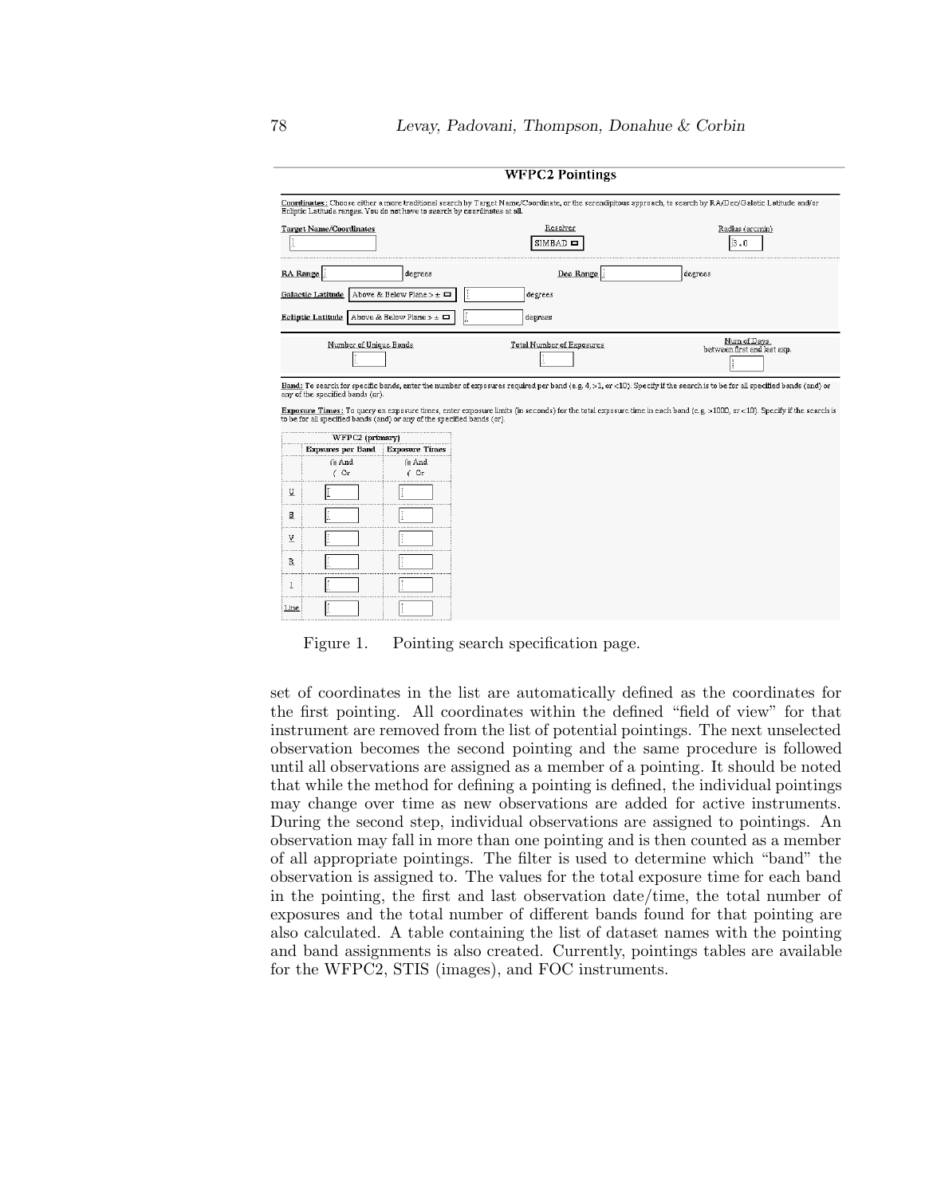**WFPC2 Pointings**

**Coordinates:** Choose either a more traditional search by Target Name/Coordinate, or the serendipitous approach, to search by RA/Dec/Galatic Latitude and/or Ecliptic Latitude ranges. You do not have to search by coordinates at all.

Target Name/Coordinates | Resolver: SIMBAD | Radius (arcmin): 3.0

RA Range ______ degrees | Dec Range ______ degrees

Galactic Latitude: Above & Below Plane > ± ______ degrees

Ecliptic Latitude: Above & Below Plane > ± ______ degrees

Number of Unique Bands | Total Number of Exposures | Num of Days between first and last exp.

**Band:** To search for specific bands, enter the number of exposures required per band (e.g. 4, >1, or <10). Specify if the search is to be for all specified bands (and) or any of the specified bands (or).

**Exposure Times:** To query on exposure times, enter exposure limits (in seconds) for the total exposure time in each band (e.g. >1000, or <10). Specify if the search is to be for all specified bands (and) or any of the specified bands (or).

| | WFPC2 (primary) | |
|---|---|---|
| | Exposures per Band | Exposure Times |
| | And / Or | And / Or |
| U | | |
| B | | |
| V | | |
| R | | |
| I | | |
| Line | | |

Figure 1. Pointing search specification page.

set of coordinates in the list are automatically defined as the coordinates for the first pointing. All coordinates within the defined "field of view" for that instrument are removed from the list of potential pointings. The next unselected observation becomes the second pointing and the same procedure is followed until all observations are assigned as a member of a pointing. It should be noted that while the method for defining a pointing is defined, the individual pointings may change over time as new observations are added for active instruments. During the second step, individual observations are assigned to pointings. An observation may fall in more than one pointing and is then counted as a member of all appropriate pointings. The filter is used to determine which "band" the observation is assigned to. The values for the total exposure time for each band in the pointing, the first and last observation date/time, the total number of exposures and the total number of different bands found for that pointing are also calculated. A table containing the list of dataset names with the pointing and band assignments is also created. Currently, pointings tables are available for the WFPC2, STIS (images), and FOC instruments.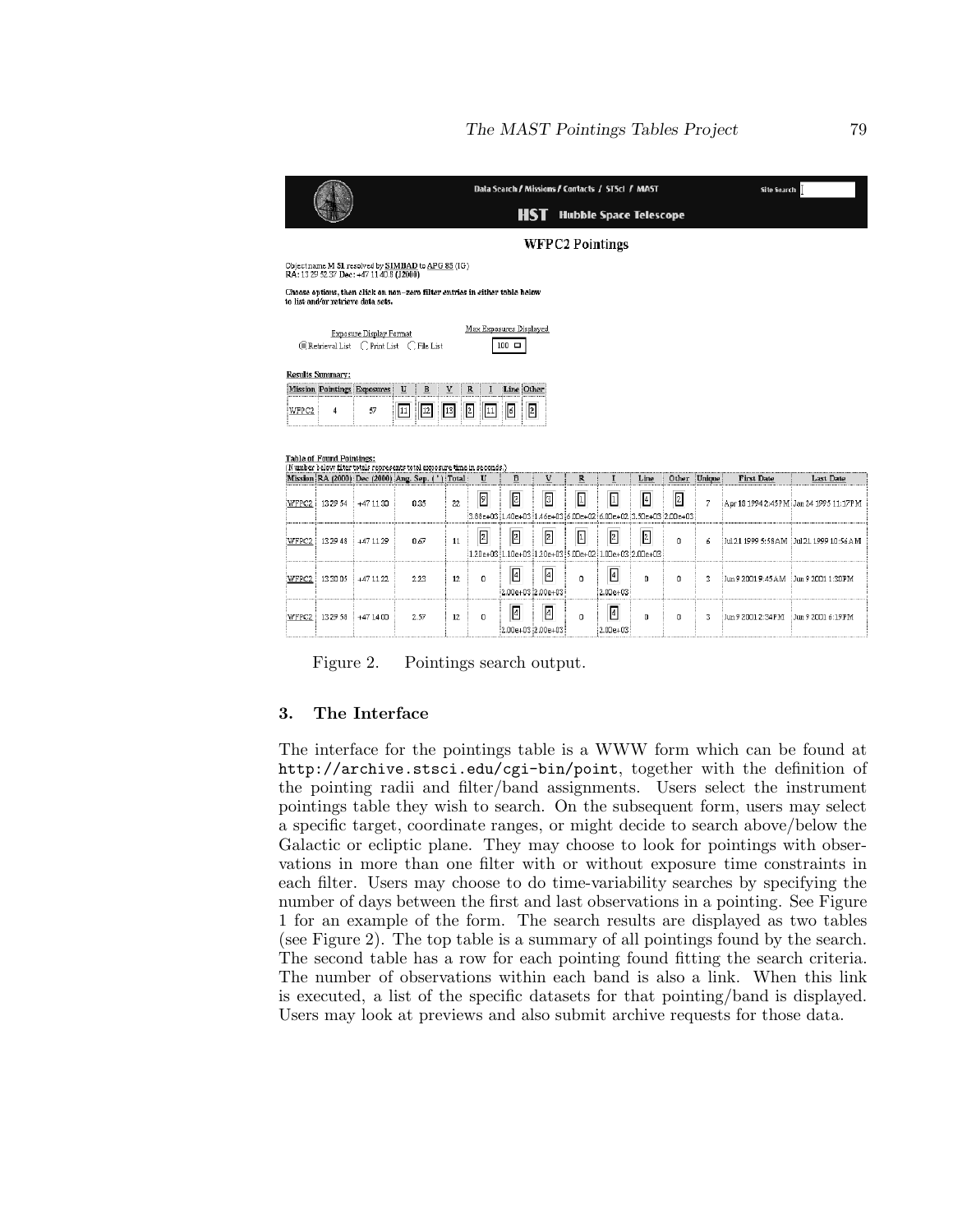Figure 2. Pointings search output.

### 3. The Interface

The interface for the pointings table is a WWW form which can be found at `http://archive.stsci.edu/cgi-bin/point`, together with the definition of the pointing radii and filter/band assignments. Users select the instrument pointings table they wish to search. On the subsequent form, users may select a specific target, coordinate ranges, or might decide to search above/below the Galactic or ecliptic plane. They may choose to look for pointings with observations in more than one filter with or without exposure time constraints in each filter. Users may choose to do time-variability searches by specifying the number of days between the first and last observations in a pointing. See Figure 1 for an example of the form. The search results are displayed as two tables (see Figure 2). The top table is a summary of all pointings found by the search. The second table has a row for each pointing found fitting the search criteria. The number of observations within each band is also a link. When this link is executed, a list of the specific datasets for that pointing/band is displayed. Users may look at previews and also submit archive requests for those data.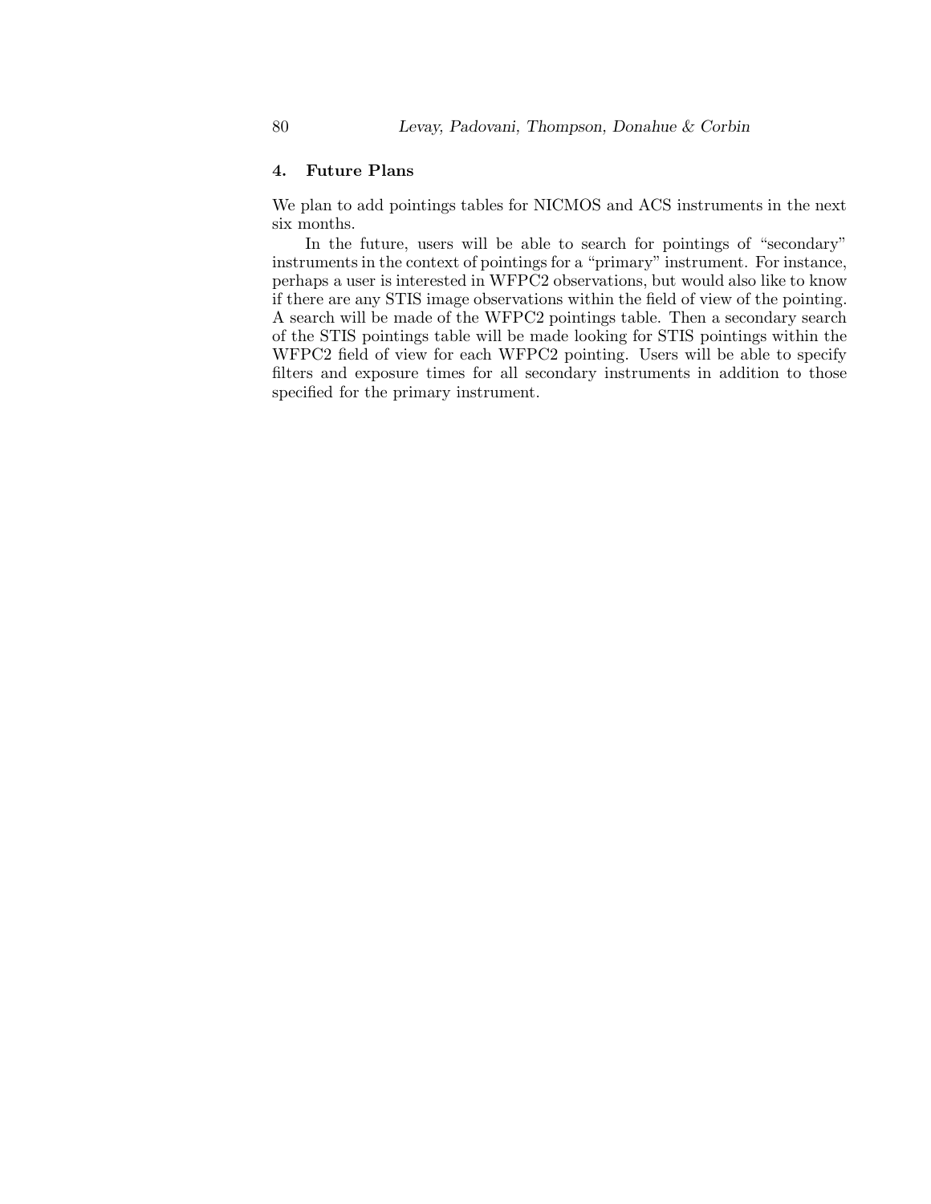## 4. Future Plans

We plan to add pointings tables for NICMOS and ACS instruments in the next six months.

In the future, users will be able to search for pointings of "secondary" instruments in the context of pointings for a "primary" instrument. For instance, perhaps a user is interested in WFPC2 observations, but would also like to know if there are any STIS image observations within the field of view of the pointing. A search will be made of the WFPC2 pointings table. Then a secondary search of the STIS pointings table will be made looking for STIS pointings within the WFPC2 field of view for each WFPC2 pointing. Users will be able to specify filters and exposure times for all secondary instruments in addition to those specified for the primary instrument.